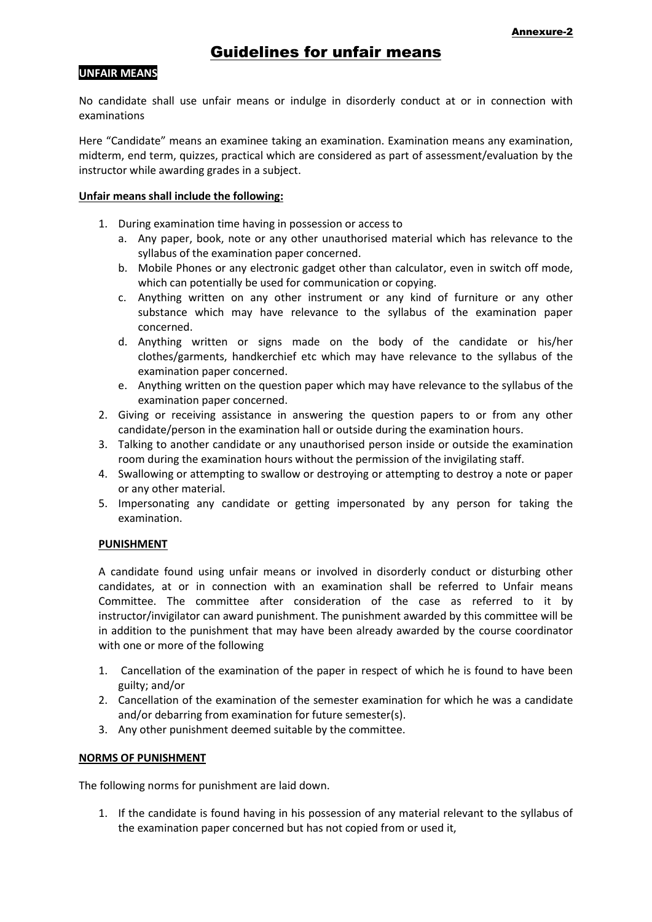Annexure-2

# Guidelines for unfair means

## UNFAIR MEANS

No candidate shall use unfair means or indulge in disorderly conduct at or in connection with examinations

Here "Candidate" means an examinee taking an examination. Examination means any examination, midterm, end term, quizzes, practical which are considered as part of assessment/evaluation by the instructor while awarding grades in a subject.

**Unfair means shall include the following:**

1. During examination time having in possession or access to
   a. Any paper, book, note or any other unauthorised material which has relevance to the syllabus of the examination paper concerned.
   b. Mobile Phones or any electronic gadget other than calculator, even in switch off mode, which can potentially be used for communication or copying.
   c. Anything written on any other instrument or any kind of furniture or any other substance which may have relevance to the syllabus of the examination paper concerned.
   d. Anything written or signs made on the body of the candidate or his/her clothes/garments, handkerchief etc which may have relevance to the syllabus of the examination paper concerned.
   e. Anything written on the question paper which may have relevance to the syllabus of the examination paper concerned.
2. Giving or receiving assistance in answering the question papers to or from any other candidate/person in the examination hall or outside during the examination hours.
3. Talking to another candidate or any unauthorised person inside or outside the examination room during the examination hours without the permission of the invigilating staff.
4. Swallowing or attempting to swallow or destroying or attempting to destroy a note or paper or any other material.
5. Impersonating any candidate or getting impersonated by any person for taking the examination.

### PUNISHMENT

A candidate found using unfair means or involved in disorderly conduct or disturbing other candidates, at or in connection with an examination shall be referred to Unfair means Committee. The committee after consideration of the case as referred to it by instructor/invigilator can award punishment. The punishment awarded by this committee will be in addition to the punishment that may have been already awarded by the course coordinator with one or more of the following

1. Cancellation of the examination of the paper in respect of which he is found to have been guilty; and/or
2. Cancellation of the examination of the semester examination for which he was a candidate and/or debarring from examination for future semester(s).
3. Any other punishment deemed suitable by the committee.

## NORMS OF PUNISHMENT

The following norms for punishment are laid down.

1. If the candidate is found having in his possession of any material relevant to the syllabus of the examination paper concerned but has not copied from or used it,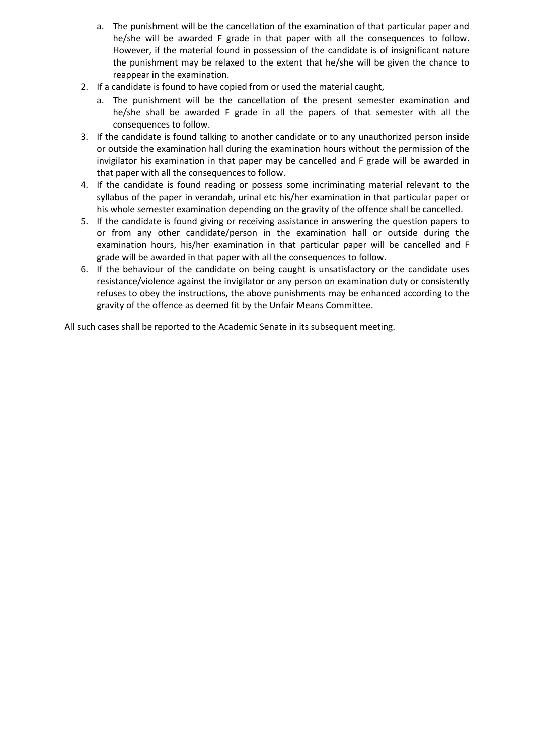a. The punishment will be the cancellation of the examination of that particular paper and he/she will be awarded F grade in that paper with all the consequences to follow. However, if the material found in possession of the candidate is of insignificant nature the punishment may be relaxed to the extent that he/she will be given the chance to reappear in the examination.

2. If a candidate is found to have copied from or used the material caught,
   a. The punishment will be the cancellation of the present semester examination and he/she shall be awarded F grade in all the papers of that semester with all the consequences to follow.
3. If the candidate is found talking to another candidate or to any unauthorized person inside or outside the examination hall during the examination hours without the permission of the invigilator his examination in that paper may be cancelled and F grade will be awarded in that paper with all the consequences to follow.
4. If the candidate is found reading or possess some incriminating material relevant to the syllabus of the paper in verandah, urinal etc his/her examination in that particular paper or his whole semester examination depending on the gravity of the offence shall be cancelled.
5. If the candidate is found giving or receiving assistance in answering the question papers to or from any other candidate/person in the examination hall or outside during the examination hours, his/her examination in that particular paper will be cancelled and F grade will be awarded in that paper with all the consequences to follow.
6. If the behaviour of the candidate on being caught is unsatisfactory or the candidate uses resistance/violence against the invigilator or any person on examination duty or consistently refuses to obey the instructions, the above punishments may be enhanced according to the gravity of the offence as deemed fit by the Unfair Means Committee.

All such cases shall be reported to the Academic Senate in its subsequent meeting.